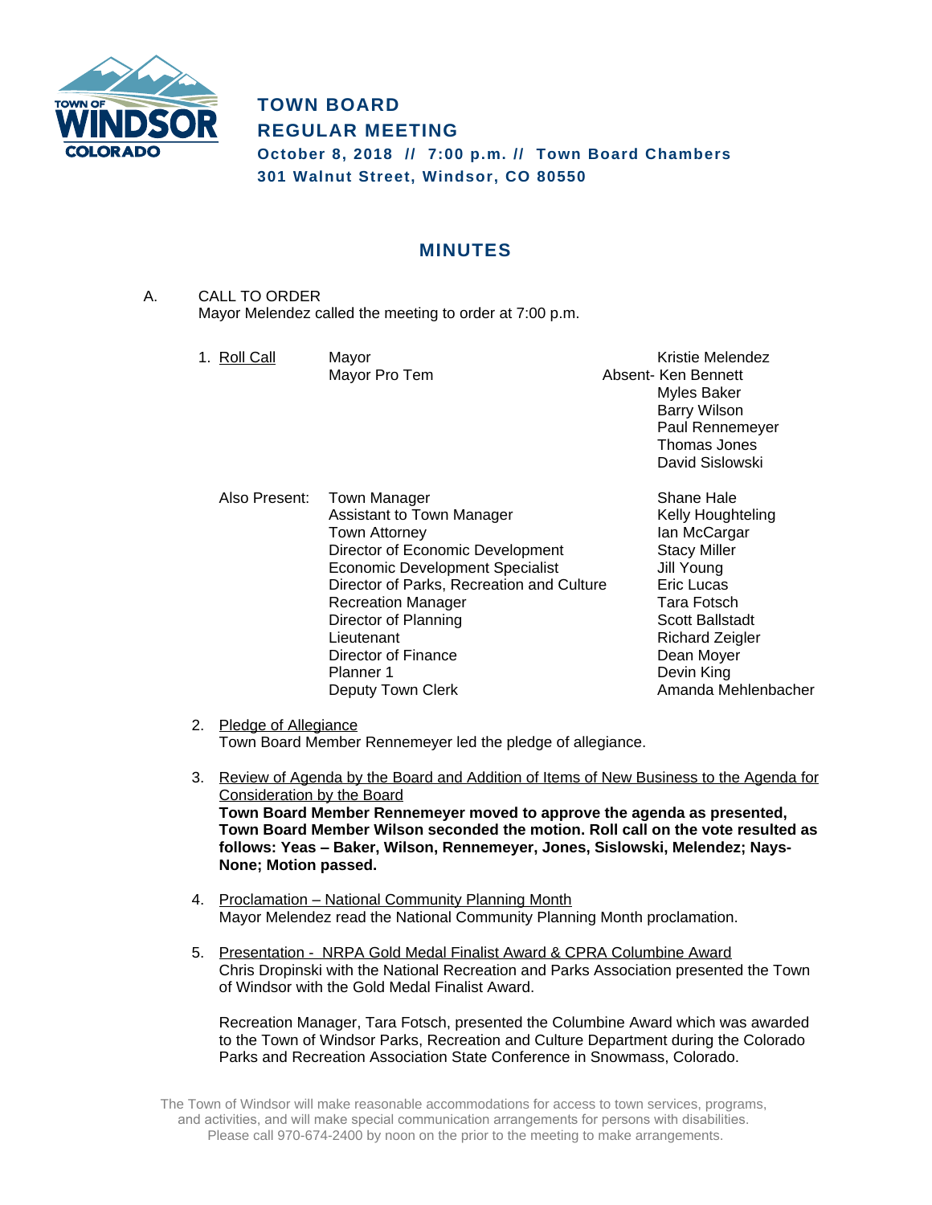# TOWN BOARD
## REGULAR MEETING

**October 8, 2018 // 7:00 p.m. // Town Board Chambers**
**301 Walnut Street, Windsor, CO 80550**

## MINUTES

A. CALL TO ORDER
Mayor Melendez called the meeting to order at 7:00 p.m.

1. Roll Call

| | | |
|---|---|---|
| Mayor | | Kristie Melendez |
| Mayor Pro Tem | Absent- | Ken Bennett |
| | | Myles Baker |
| | | Barry Wilson |
| | | Paul Rennemeyer |
| | | Thomas Jones |
| | | David Sislowski |

Also Present:

| | |
|---|---|
| Town Manager | Shane Hale |
| Assistant to Town Manager | Kelly Houghteling |
| Town Attorney | Ian McCargar |
| Director of Economic Development | Stacy Miller |
| Economic Development Specialist | Jill Young |
| Director of Parks, Recreation and Culture | Eric Lucas |
| Recreation Manager | Tara Fotsch |
| Director of Planning | Scott Ballstadt |
| Lieutenant | Richard Zeigler |
| Director of Finance | Dean Moyer |
| Planner 1 | Devin King |
| Deputy Town Clerk | Amanda Mehlenbacher |

2. Pledge of Allegiance
Town Board Member Rennemeyer led the pledge of allegiance.

3. Review of Agenda by the Board and Addition of Items of New Business to the Agenda for Consideration by the Board
**Town Board Member Rennemeyer moved to approve the agenda as presented, Town Board Member Wilson seconded the motion. Roll call on the vote resulted as follows: Yeas – Baker, Wilson, Rennemeyer, Jones, Sislowski, Melendez; Nays- None; Motion passed.**

4. Proclamation – National Community Planning Month
Mayor Melendez read the National Community Planning Month proclamation.

5. Presentation - NRPA Gold Medal Finalist Award & CPRA Columbine Award
Chris Dropinski with the National Recreation and Parks Association presented the Town of Windsor with the Gold Medal Finalist Award.

Recreation Manager, Tara Fotsch, presented the Columbine Award which was awarded to the Town of Windsor Parks, Recreation and Culture Department during the Colorado Parks and Recreation Association State Conference in Snowmass, Colorado.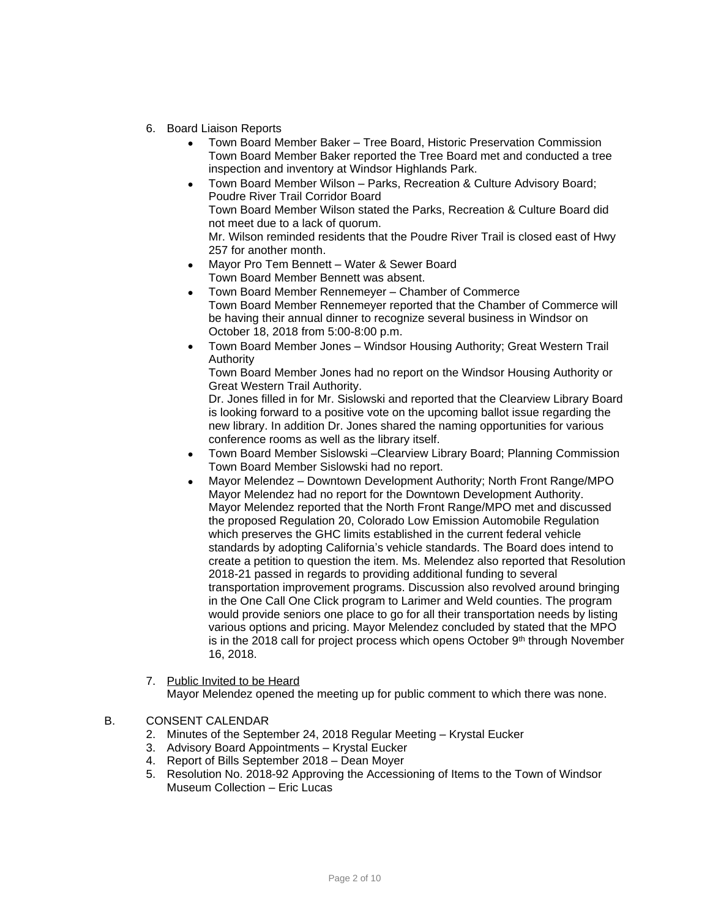6. Board Liaison Reports
   - Town Board Member Baker – Tree Board, Historic Preservation Commission
     Town Board Member Baker reported the Tree Board met and conducted a tree inspection and inventory at Windsor Highlands Park.
   - Town Board Member Wilson – Parks, Recreation & Culture Advisory Board; Poudre River Trail Corridor Board
     Town Board Member Wilson stated the Parks, Recreation & Culture Board did not meet due to a lack of quorum.
     Mr. Wilson reminded residents that the Poudre River Trail is closed east of Hwy 257 for another month.
   - Mayor Pro Tem Bennett – Water & Sewer Board
     Town Board Member Bennett was absent.
   - Town Board Member Rennemeyer – Chamber of Commerce
     Town Board Member Rennemeyer reported that the Chamber of Commerce will be having their annual dinner to recognize several business in Windsor on October 18, 2018 from 5:00-8:00 p.m.
   - Town Board Member Jones – Windsor Housing Authority; Great Western Trail Authority
     Town Board Member Jones had no report on the Windsor Housing Authority or Great Western Trail Authority.
     Dr. Jones filled in for Mr. Sislowski and reported that the Clearview Library Board is looking forward to a positive vote on the upcoming ballot issue regarding the new library. In addition Dr. Jones shared the naming opportunities for various conference rooms as well as the library itself.
   - Town Board Member Sislowski –Clearview Library Board; Planning Commission
     Town Board Member Sislowski had no report.
   - Mayor Melendez – Downtown Development Authority; North Front Range/MPO
     Mayor Melendez had no report for the Downtown Development Authority.
     Mayor Melendez reported that the North Front Range/MPO met and discussed the proposed Regulation 20, Colorado Low Emission Automobile Regulation which preserves the GHC limits established in the current federal vehicle standards by adopting California's vehicle standards. The Board does intend to create a petition to question the item. Ms. Melendez also reported that Resolution 2018-21 passed in regards to providing additional funding to several transportation improvement programs. Discussion also revolved around bringing in the One Call One Click program to Larimer and Weld counties. The program would provide seniors one place to go for all their transportation needs by listing various options and pricing. Mayor Melendez concluded by stated that the MPO is in the 2018 call for project process which opens October 9th through November 16, 2018.

7. <u>Public Invited to be Heard</u>
   Mayor Melendez opened the meeting up for public comment to which there was none.

B. CONSENT CALENDAR

2. Minutes of the September 24, 2018 Regular Meeting – Krystal Eucker
3. Advisory Board Appointments – Krystal Eucker
4. Report of Bills September 2018 – Dean Moyer
5. Resolution No. 2018-92 Approving the Accessioning of Items to the Town of Windsor Museum Collection – Eric Lucas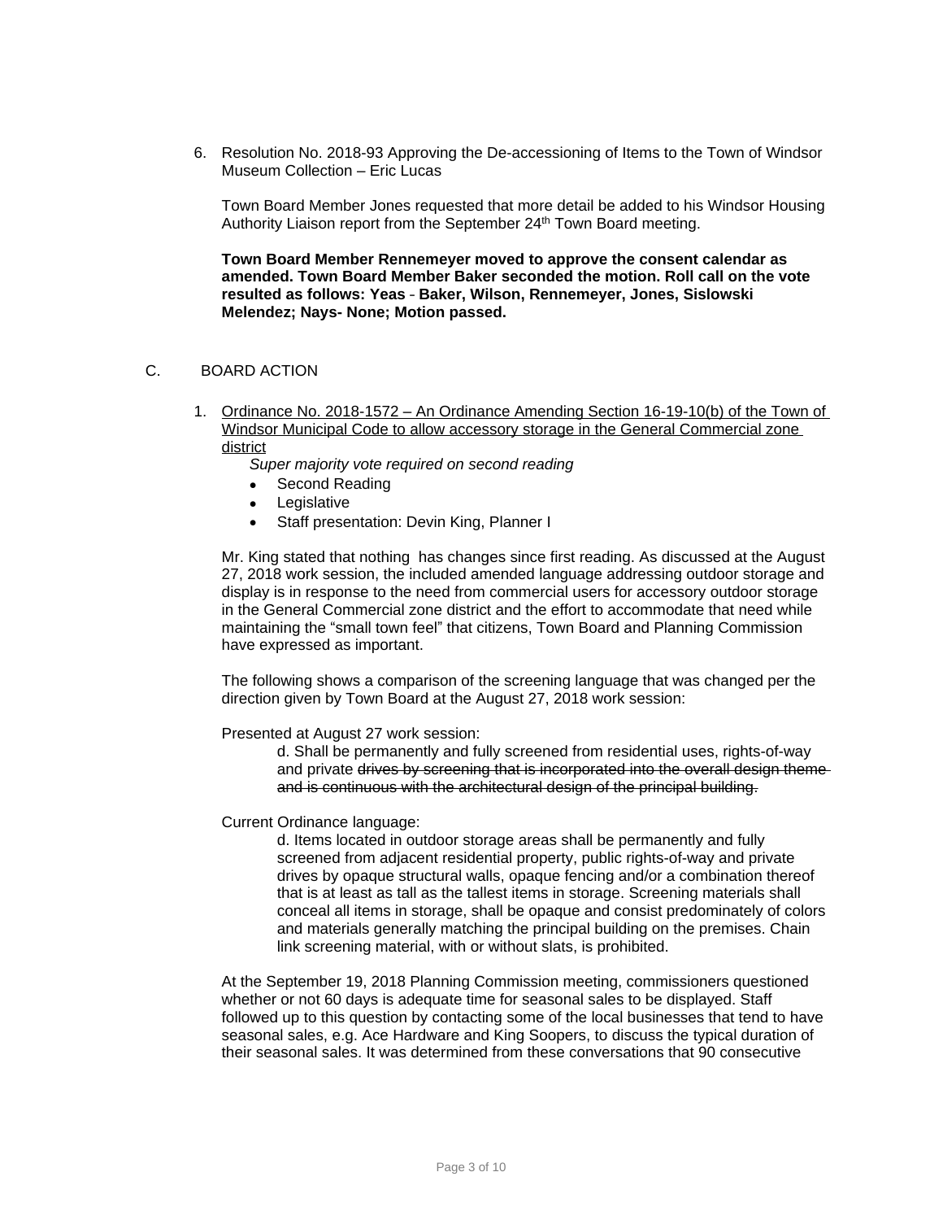6. Resolution No. 2018-93 Approving the De-accessioning of Items to the Town of Windsor Museum Collection – Eric Lucas

   Town Board Member Jones requested that more detail be added to his Windsor Housing Authority Liaison report from the September 24th Town Board meeting.

   **Town Board Member Rennemeyer moved to approve the consent calendar as amended. Town Board Member Baker seconded the motion. Roll call on the vote resulted as follows: Yeas - Baker, Wilson, Rennemeyer, Jones, Sislowski Melendez; Nays- None; Motion passed.**

## C. BOARD ACTION

1. Ordinance No. 2018-1572 – An Ordinance Amending Section 16-19-10(b) of the Town of Windsor Municipal Code to allow accessory storage in the General Commercial zone district

   *Super majority vote required on second reading*

   - Second Reading
   - Legislative
   - Staff presentation: Devin King, Planner I

   Mr. King stated that nothing has changes since first reading. As discussed at the August 27, 2018 work session, the included amended language addressing outdoor storage and display is in response to the need from commercial users for accessory outdoor storage in the General Commercial zone district and the effort to accommodate that need while maintaining the "small town feel" that citizens, Town Board and Planning Commission have expressed as important.

   The following shows a comparison of the screening language that was changed per the direction given by Town Board at the August 27, 2018 work session:

   Presented at August 27 work session:

   > d. Shall be permanently and fully screened from residential uses, rights-of-way and private ~~drives by screening that is incorporated into the overall design theme and is continuous with the architectural design of the principal building.~~

   Current Ordinance language:

   > d. Items located in outdoor storage areas shall be permanently and fully screened from adjacent residential property, public rights-of-way and private drives by opaque structural walls, opaque fencing and/or a combination thereof that is at least as tall as the tallest items in storage. Screening materials shall conceal all items in storage, shall be opaque and consist predominately of colors and materials generally matching the principal building on the premises. Chain link screening material, with or without slats, is prohibited.

   At the September 19, 2018 Planning Commission meeting, commissioners questioned whether or not 60 days is adequate time for seasonal sales to be displayed. Staff followed up to this question by contacting some of the local businesses that tend to have seasonal sales, e.g. Ace Hardware and King Soopers, to discuss the typical duration of their seasonal sales. It was determined from these conversations that 90 consecutive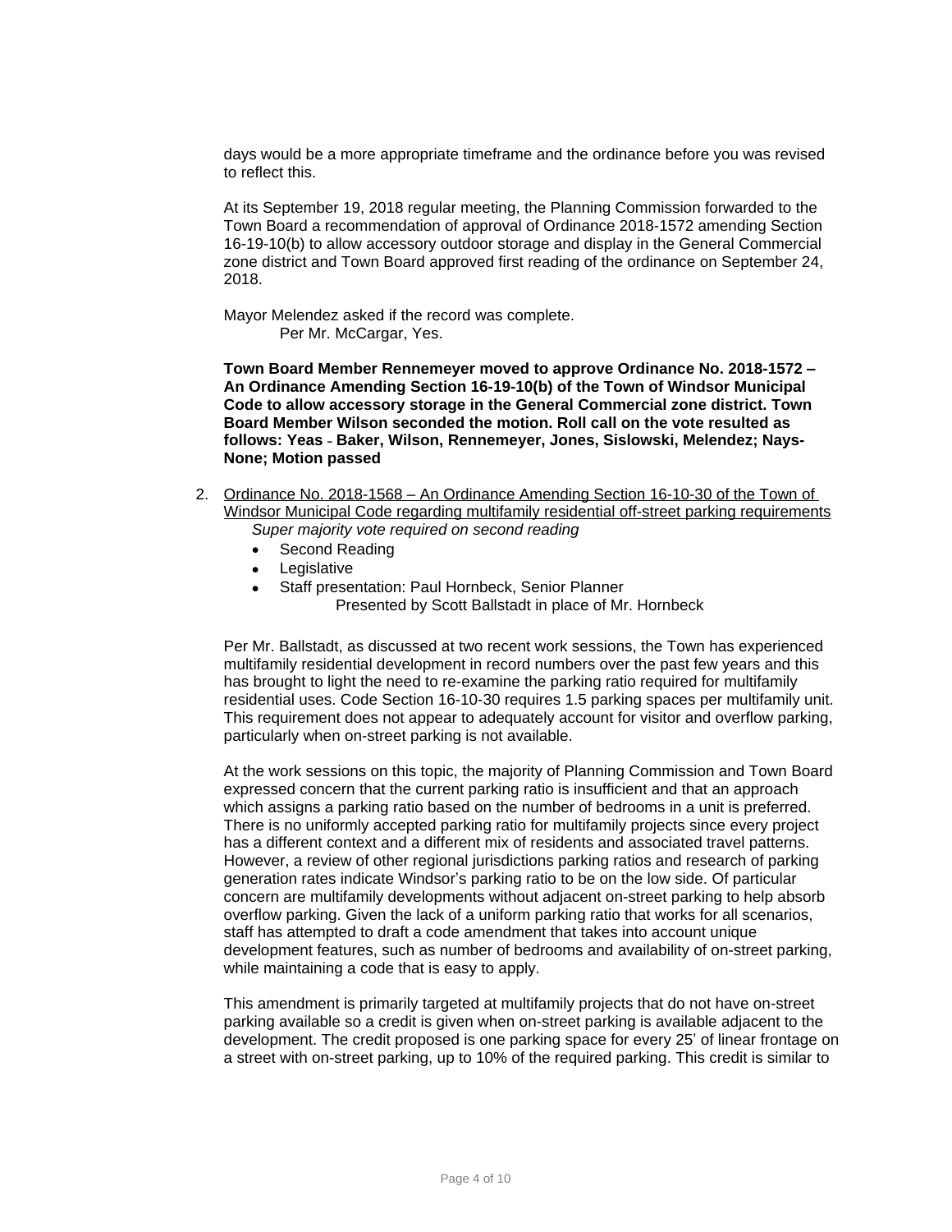days would be a more appropriate timeframe and the ordinance before you was revised to reflect this.

At its September 19, 2018 regular meeting, the Planning Commission forwarded to the Town Board a recommendation of approval of Ordinance 2018-1572 amending Section 16-19-10(b) to allow accessory outdoor storage and display in the General Commercial zone district and Town Board approved first reading of the ordinance on September 24, 2018.

Mayor Melendez asked if the record was complete.
Per Mr. McCargar, Yes.

**Town Board Member Rennemeyer moved to approve Ordinance No. 2018-1572 – An Ordinance Amending Section 16-19-10(b) of the Town of Windsor Municipal Code to allow accessory storage in the General Commercial zone district. Town Board Member Wilson seconded the motion. Roll call on the vote resulted as follows: Yeas – Baker, Wilson, Rennemeyer, Jones, Sislowski, Melendez; Nays-None; Motion passed**

2. Ordinance No. 2018-1568 – An Ordinance Amending Section 16-10-30 of the Town of Windsor Municipal Code regarding multifamily residential off-street parking requirements
   *Super majority vote required on second reading*
   - Second Reading
   - Legislative
   - Staff presentation: Paul Hornbeck, Senior Planner
     Presented by Scott Ballstadt in place of Mr. Hornbeck

Per Mr. Ballstadt, as discussed at two recent work sessions, the Town has experienced multifamily residential development in record numbers over the past few years and this has brought to light the need to re-examine the parking ratio required for multifamily residential uses. Code Section 16-10-30 requires 1.5 parking spaces per multifamily unit. This requirement does not appear to adequately account for visitor and overflow parking, particularly when on-street parking is not available.

At the work sessions on this topic, the majority of Planning Commission and Town Board expressed concern that the current parking ratio is insufficient and that an approach which assigns a parking ratio based on the number of bedrooms in a unit is preferred. There is no uniformly accepted parking ratio for multifamily projects since every project has a different context and a different mix of residents and associated travel patterns. However, a review of other regional jurisdictions parking ratios and research of parking generation rates indicate Windsor's parking ratio to be on the low side. Of particular concern are multifamily developments without adjacent on-street parking to help absorb overflow parking. Given the lack of a uniform parking ratio that works for all scenarios, staff has attempted to draft a code amendment that takes into account unique development features, such as number of bedrooms and availability of on-street parking, while maintaining a code that is easy to apply.

This amendment is primarily targeted at multifamily projects that do not have on-street parking available so a credit is given when on-street parking is available adjacent to the development. The credit proposed is one parking space for every 25' of linear frontage on a street with on-street parking, up to 10% of the required parking. This credit is similar to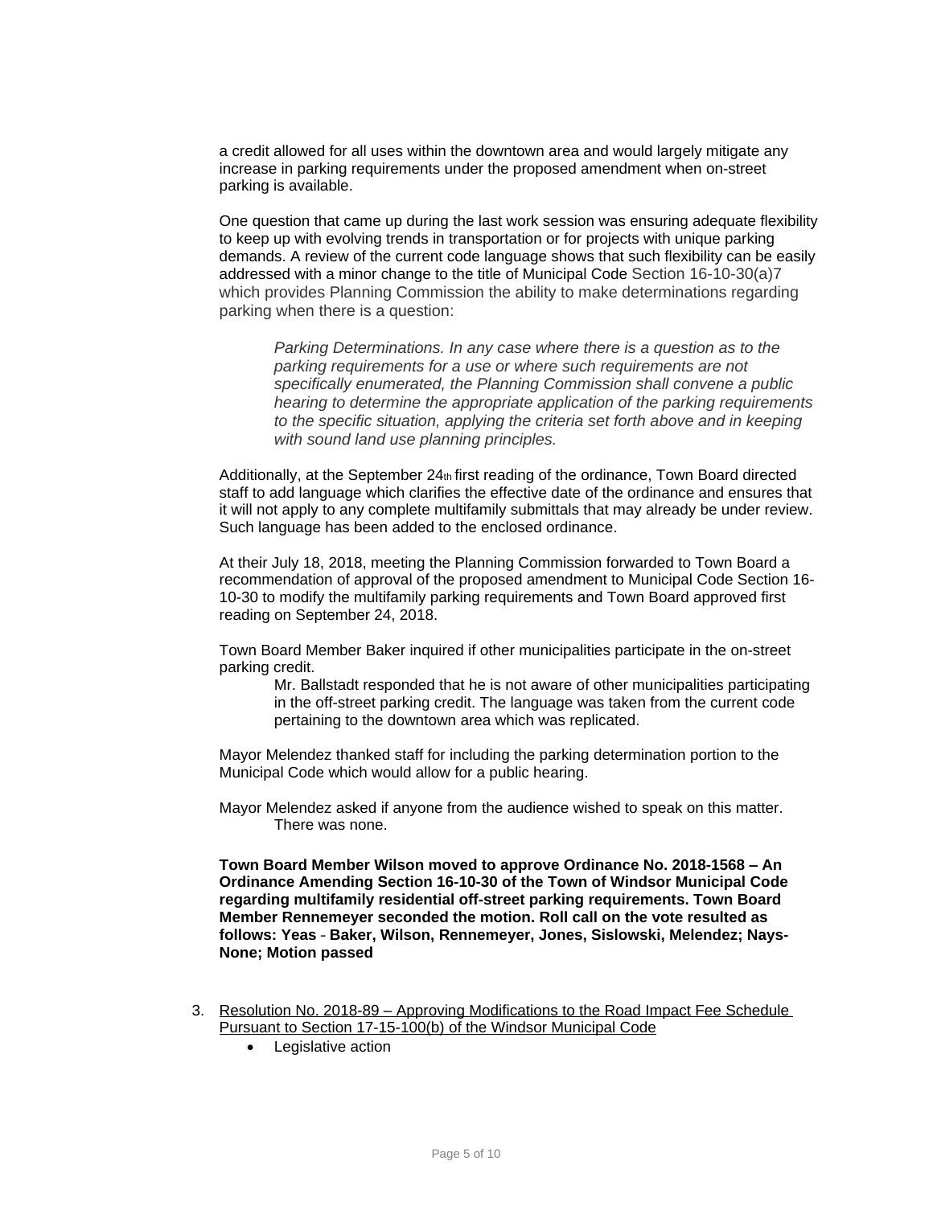a credit allowed for all uses within the downtown area and would largely mitigate any increase in parking requirements under the proposed amendment when on-street parking is available.

One question that came up during the last work session was ensuring adequate flexibility to keep up with evolving trends in transportation or for projects with unique parking demands. A review of the current code language shows that such flexibility can be easily addressed with a minor change to the title of Municipal Code Section 16-10-30(a)7 which provides Planning Commission the ability to make determinations regarding parking when there is a question:

> *Parking Determinations. In any case where there is a question as to the parking requirements for a use or where such requirements are not specifically enumerated, the Planning Commission shall convene a public hearing to determine the appropriate application of the parking requirements to the specific situation, applying the criteria set forth above and in keeping with sound land use planning principles.*

Additionally, at the September 24th first reading of the ordinance, Town Board directed staff to add language which clarifies the effective date of the ordinance and ensures that it will not apply to any complete multifamily submittals that may already be under review. Such language has been added to the enclosed ordinance.

At their July 18, 2018, meeting the Planning Commission forwarded to Town Board a recommendation of approval of the proposed amendment to Municipal Code Section 16-10-30 to modify the multifamily parking requirements and Town Board approved first reading on September 24, 2018.

Town Board Member Baker inquired if other municipalities participate in the on-street parking credit.

> Mr. Ballstadt responded that he is not aware of other municipalities participating in the off-street parking credit. The language was taken from the current code pertaining to the downtown area which was replicated.

Mayor Melendez thanked staff for including the parking determination portion to the Municipal Code which would allow for a public hearing.

Mayor Melendez asked if anyone from the audience wished to speak on this matter.

> There was none.

**Town Board Member Wilson moved to approve Ordinance No. 2018-1568 – An Ordinance Amending Section 16-10-30 of the Town of Windsor Municipal Code regarding multifamily residential off-street parking requirements. Town Board Member Rennemeyer seconded the motion. Roll call on the vote resulted as follows: Yeas - Baker, Wilson, Rennemeyer, Jones, Sislowski, Melendez; Nays-None; Motion passed**

3. Resolution No. 2018-89 – Approving Modifications to the Road Impact Fee Schedule Pursuant to Section 17-15-100(b) of the Windsor Municipal Code
   - Legislative action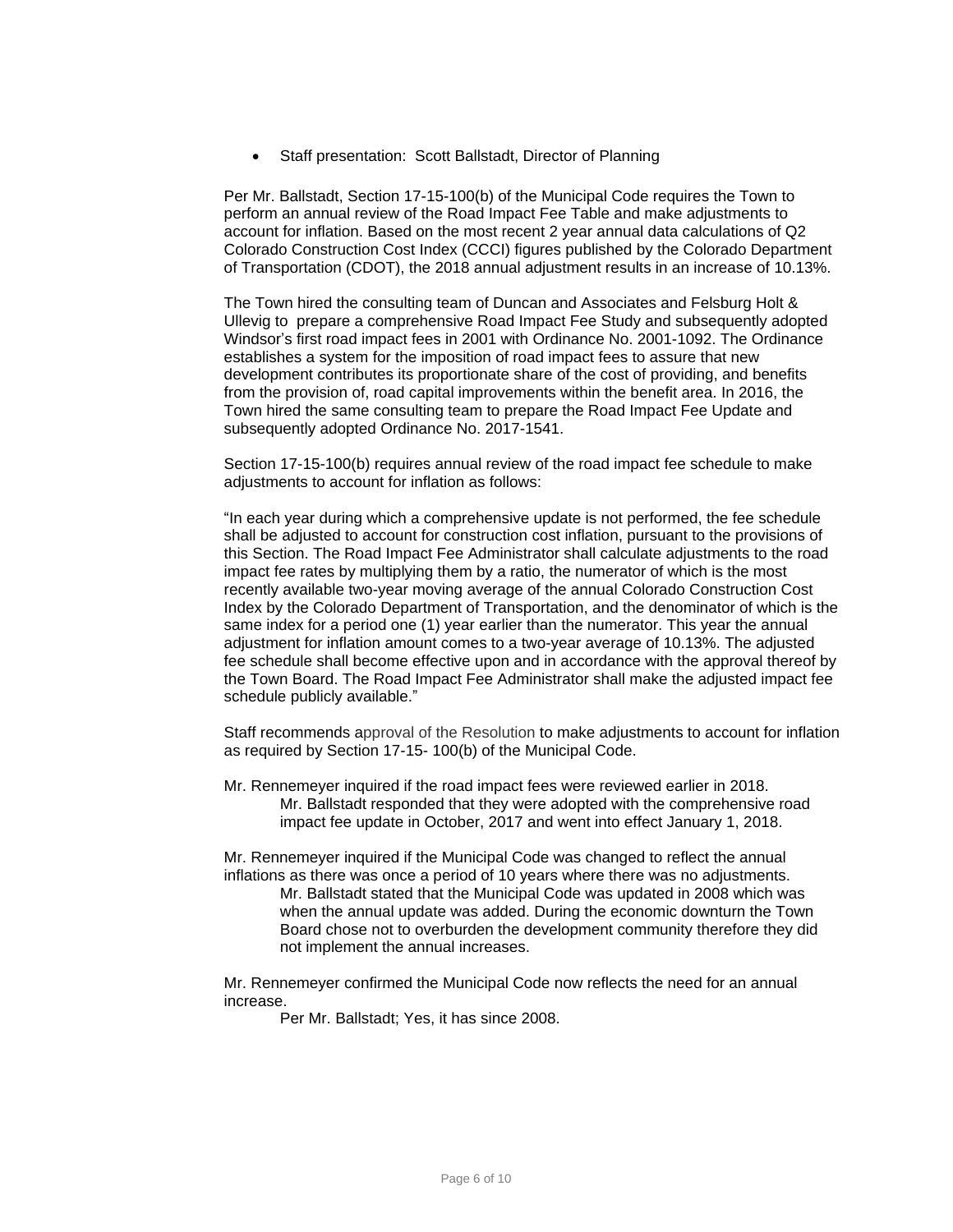- Staff presentation: Scott Ballstadt, Director of Planning

Per Mr. Ballstadt, Section 17-15-100(b) of the Municipal Code requires the Town to perform an annual review of the Road Impact Fee Table and make adjustments to account for inflation. Based on the most recent 2 year annual data calculations of Q2 Colorado Construction Cost Index (CCCI) figures published by the Colorado Department of Transportation (CDOT), the 2018 annual adjustment results in an increase of 10.13%.

The Town hired the consulting team of Duncan and Associates and Felsburg Holt & Ullevig to prepare a comprehensive Road Impact Fee Study and subsequently adopted Windsor's first road impact fees in 2001 with Ordinance No. 2001-1092. The Ordinance establishes a system for the imposition of road impact fees to assure that new development contributes its proportionate share of the cost of providing, and benefits from the provision of, road capital improvements within the benefit area. In 2016, the Town hired the same consulting team to prepare the Road Impact Fee Update and subsequently adopted Ordinance No. 2017-1541.

Section 17-15-100(b) requires annual review of the road impact fee schedule to make adjustments to account for inflation as follows:

"In each year during which a comprehensive update is not performed, the fee schedule shall be adjusted to account for construction cost inflation, pursuant to the provisions of this Section. The Road Impact Fee Administrator shall calculate adjustments to the road impact fee rates by multiplying them by a ratio, the numerator of which is the most recently available two-year moving average of the annual Colorado Construction Cost Index by the Colorado Department of Transportation, and the denominator of which is the same index for a period one (1) year earlier than the numerator. This year the annual adjustment for inflation amount comes to a two-year average of 10.13%. The adjusted fee schedule shall become effective upon and in accordance with the approval thereof by the Town Board. The Road Impact Fee Administrator shall make the adjusted impact fee schedule publicly available."

Staff recommends approval of the Resolution to make adjustments to account for inflation as required by Section 17-15- 100(b) of the Municipal Code.

Mr. Rennemeyer inquired if the road impact fees were reviewed earlier in 2018.

> Mr. Ballstadt responded that they were adopted with the comprehensive road impact fee update in October, 2017 and went into effect January 1, 2018.

Mr. Rennemeyer inquired if the Municipal Code was changed to reflect the annual inflations as there was once a period of 10 years where there was no adjustments.

> Mr. Ballstadt stated that the Municipal Code was updated in 2008 which was when the annual update was added. During the economic downturn the Town Board chose not to overburden the development community therefore they did not implement the annual increases.

Mr. Rennemeyer confirmed the Municipal Code now reflects the need for an annual increase.

> Per Mr. Ballstadt; Yes, it has since 2008.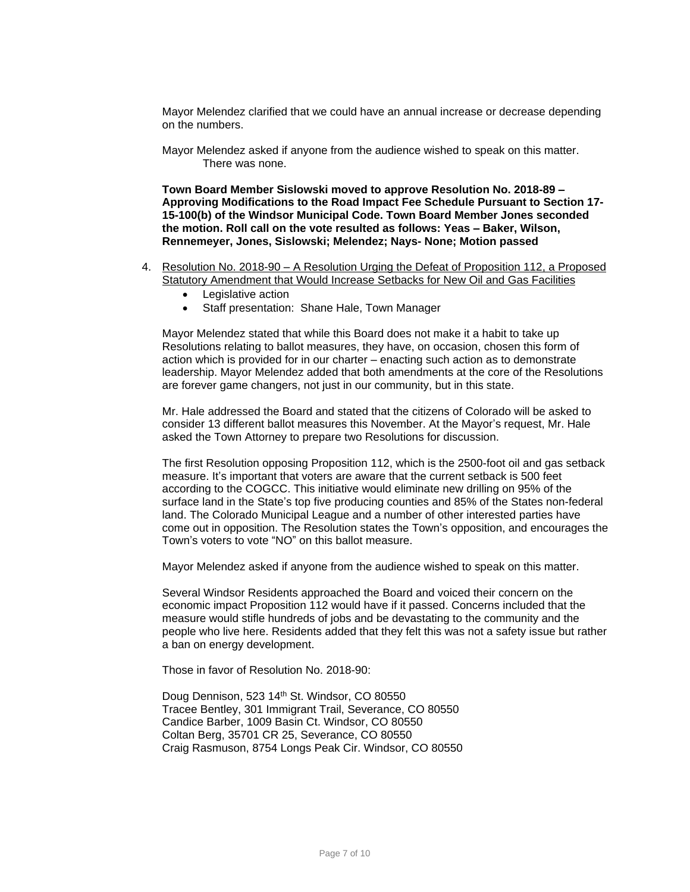Mayor Melendez clarified that we could have an annual increase or decrease depending on the numbers.

Mayor Melendez asked if anyone from the audience wished to speak on this matter. There was none.

**Town Board Member Sislowski moved to approve Resolution No. 2018-89 – Approving Modifications to the Road Impact Fee Schedule Pursuant to Section 17-15-100(b) of the Windsor Municipal Code. Town Board Member Jones seconded the motion. Roll call on the vote resulted as follows: Yeas – Baker, Wilson, Rennemeyer, Jones, Sislowski; Melendez; Nays- None; Motion passed**

4. Resolution No. 2018-90 – A Resolution Urging the Defeat of Proposition 112, a Proposed Statutory Amendment that Would Increase Setbacks for New Oil and Gas Facilities
   - Legislative action
   - Staff presentation: Shane Hale, Town Manager

   Mayor Melendez stated that while this Board does not make it a habit to take up Resolutions relating to ballot measures, they have, on occasion, chosen this form of action which is provided for in our charter – enacting such action as to demonstrate leadership. Mayor Melendez added that both amendments at the core of the Resolutions are forever game changers, not just in our community, but in this state.

   Mr. Hale addressed the Board and stated that the citizens of Colorado will be asked to consider 13 different ballot measures this November. At the Mayor's request, Mr. Hale asked the Town Attorney to prepare two Resolutions for discussion.

   The first Resolution opposing Proposition 112, which is the 2500-foot oil and gas setback measure. It's important that voters are aware that the current setback is 500 feet according to the COGCC. This initiative would eliminate new drilling on 95% of the surface land in the State's top five producing counties and 85% of the States non-federal land. The Colorado Municipal League and a number of other interested parties have come out in opposition. The Resolution states the Town's opposition, and encourages the Town's voters to vote "NO" on this ballot measure.

   Mayor Melendez asked if anyone from the audience wished to speak on this matter.

   Several Windsor Residents approached the Board and voiced their concern on the economic impact Proposition 112 would have if it passed. Concerns included that the measure would stifle hundreds of jobs and be devastating to the community and the people who live here. Residents added that they felt this was not a safety issue but rather a ban on energy development.

   Those in favor of Resolution No. 2018-90:

   Doug Dennison, 523 14th St. Windsor, CO 80550
   Tracee Bentley, 301 Immigrant Trail, Severance, CO 80550
   Candice Barber, 1009 Basin Ct. Windsor, CO 80550
   Coltan Berg, 35701 CR 25, Severance, CO 80550
   Craig Rasmuson, 8754 Longs Peak Cir. Windsor, CO 80550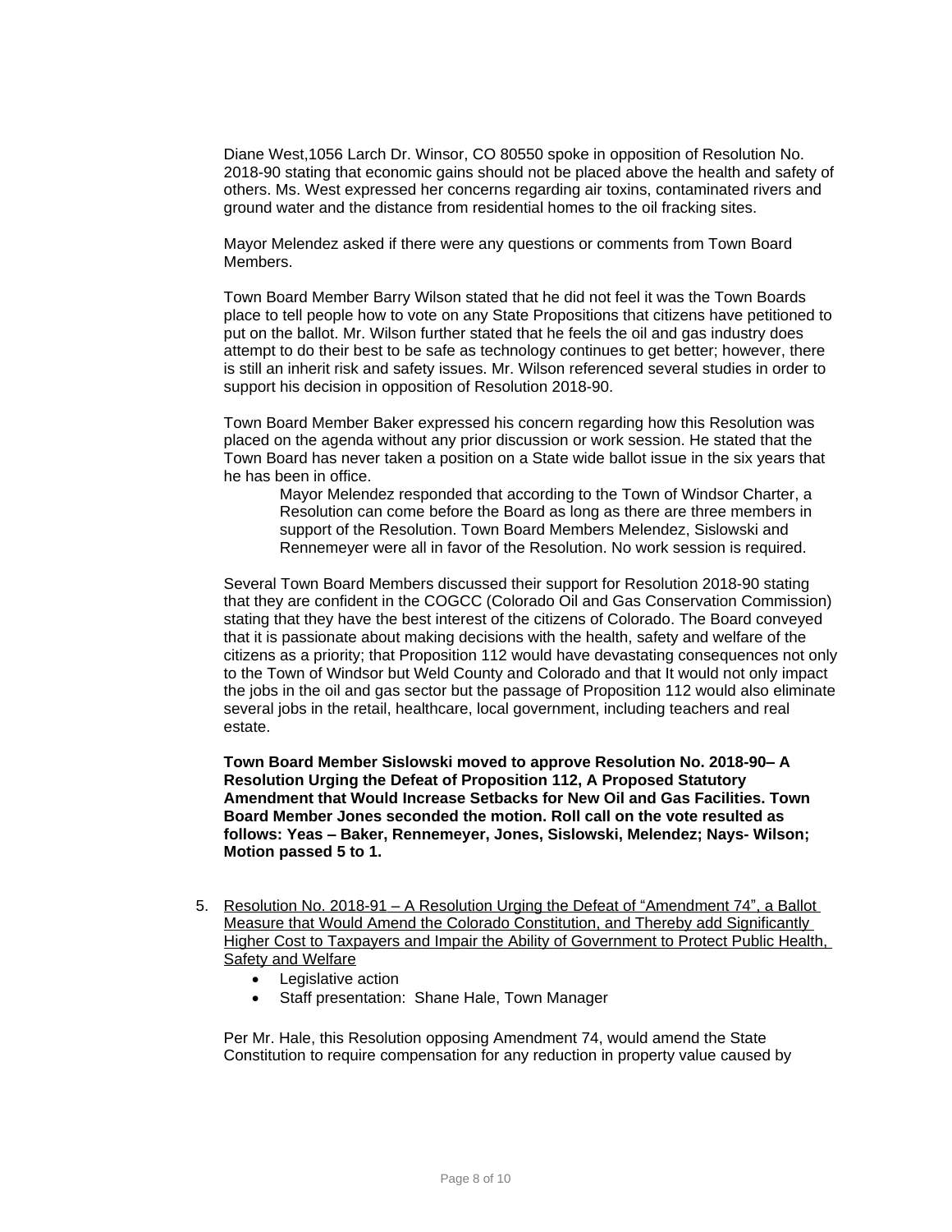Diane West,1056 Larch Dr. Winsor, CO 80550 spoke in opposition of Resolution No. 2018-90 stating that economic gains should not be placed above the health and safety of others. Ms. West expressed her concerns regarding air toxins, contaminated rivers and ground water and the distance from residential homes to the oil fracking sites.

Mayor Melendez asked if there were any questions or comments from Town Board Members.

Town Board Member Barry Wilson stated that he did not feel it was the Town Boards place to tell people how to vote on any State Propositions that citizens have petitioned to put on the ballot. Mr. Wilson further stated that he feels the oil and gas industry does attempt to do their best to be safe as technology continues to get better; however, there is still an inherit risk and safety issues. Mr. Wilson referenced several studies in order to support his decision in opposition of Resolution 2018-90.

Town Board Member Baker expressed his concern regarding how this Resolution was placed on the agenda without any prior discussion or work session. He stated that the Town Board has never taken a position on a State wide ballot issue in the six years that he has been in office.

> Mayor Melendez responded that according to the Town of Windsor Charter, a Resolution can come before the Board as long as there are three members in support of the Resolution. Town Board Members Melendez, Sislowski and Rennemeyer were all in favor of the Resolution. No work session is required.

Several Town Board Members discussed their support for Resolution 2018-90 stating that they are confident in the COGCC (Colorado Oil and Gas Conservation Commission) stating that they have the best interest of the citizens of Colorado. The Board conveyed that it is passionate about making decisions with the health, safety and welfare of the citizens as a priority; that Proposition 112 would have devastating consequences not only to the Town of Windsor but Weld County and Colorado and that It would not only impact the jobs in the oil and gas sector but the passage of Proposition 112 would also eliminate several jobs in the retail, healthcare, local government, including teachers and real estate.

**Town Board Member Sislowski moved to approve Resolution No. 2018-90– A Resolution Urging the Defeat of Proposition 112, A Proposed Statutory Amendment that Would Increase Setbacks for New Oil and Gas Facilities. Town Board Member Jones seconded the motion. Roll call on the vote resulted as follows: Yeas – Baker, Rennemeyer, Jones, Sislowski, Melendez; Nays- Wilson; Motion passed 5 to 1.**

5. <u>Resolution No. 2018-91 – A Resolution Urging the Defeat of "Amendment 74", a Ballot Measure that Would Amend the Colorado Constitution, and Thereby add Significantly Higher Cost to Taxpayers and Impair the Ability of Government to Protect Public Health, Safety and Welfare</u>
   - Legislative action
   - Staff presentation: Shane Hale, Town Manager

Per Mr. Hale, this Resolution opposing Amendment 74, would amend the State Constitution to require compensation for any reduction in property value caused by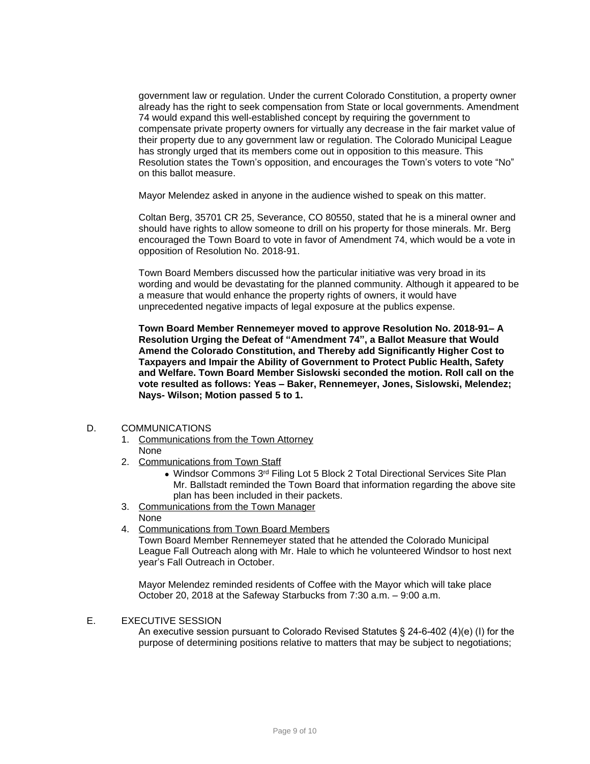government law or regulation. Under the current Colorado Constitution, a property owner already has the right to seek compensation from State or local governments. Amendment 74 would expand this well-established concept by requiring the government to compensate private property owners for virtually any decrease in the fair market value of their property due to any government law or regulation. The Colorado Municipal League has strongly urged that its members come out in opposition to this measure. This Resolution states the Town's opposition, and encourages the Town's voters to vote "No" on this ballot measure.

Mayor Melendez asked in anyone in the audience wished to speak on this matter.

Coltan Berg, 35701 CR 25, Severance, CO 80550, stated that he is a mineral owner and should have rights to allow someone to drill on his property for those minerals. Mr. Berg encouraged the Town Board to vote in favor of Amendment 74, which would be a vote in opposition of Resolution No. 2018-91.

Town Board Members discussed how the particular initiative was very broad in its wording and would be devastating for the planned community. Although it appeared to be a measure that would enhance the property rights of owners, it would have unprecedented negative impacts of legal exposure at the publics expense.

**Town Board Member Rennemeyer moved to approve Resolution No. 2018-91– A Resolution Urging the Defeat of "Amendment 74", a Ballot Measure that Would Amend the Colorado Constitution, and Thereby add Significantly Higher Cost to Taxpayers and Impair the Ability of Government to Protect Public Health, Safety and Welfare. Town Board Member Sislowski seconded the motion. Roll call on the vote resulted as follows: Yeas – Baker, Rennemeyer, Jones, Sislowski, Melendez; Nays- Wilson; Motion passed 5 to 1.**

D. COMMUNICATIONS

1. Communications from the Town Attorney
   None
2. Communications from Town Staff
   - Windsor Commons 3rd Filing Lot 5 Block 2 Total Directional Services Site Plan
     Mr. Ballstadt reminded the Town Board that information regarding the above site plan has been included in their packets.
3. Communications from the Town Manager
   None
4. Communications from Town Board Members
   Town Board Member Rennemeyer stated that he attended the Colorado Municipal League Fall Outreach along with Mr. Hale to which he volunteered Windsor to host next year's Fall Outreach in October.

   Mayor Melendez reminded residents of Coffee with the Mayor which will take place October 20, 2018 at the Safeway Starbucks from 7:30 a.m. – 9:00 a.m.

E. EXECUTIVE SESSION

An executive session pursuant to Colorado Revised Statutes § 24-6-402 (4)(e) (I) for the purpose of determining positions relative to matters that may be subject to negotiations;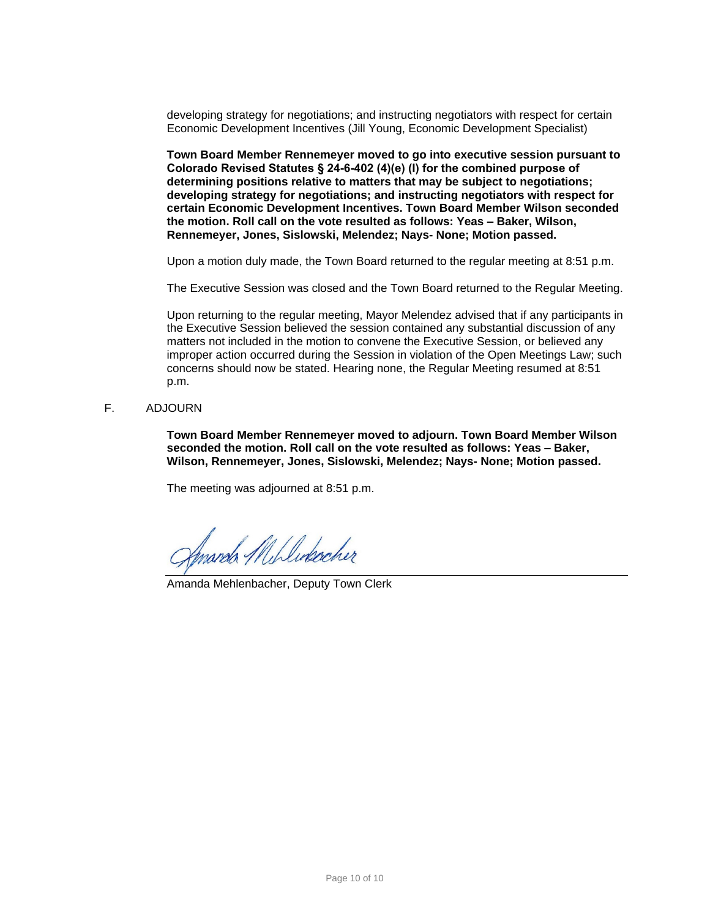developing strategy for negotiations; and instructing negotiators with respect for certain Economic Development Incentives (Jill Young, Economic Development Specialist)

**Town Board Member Rennemeyer moved to go into executive session pursuant to Colorado Revised Statutes § 24-6-402 (4)(e) (I) for the combined purpose of determining positions relative to matters that may be subject to negotiations; developing strategy for negotiations; and instructing negotiators with respect for certain Economic Development Incentives. Town Board Member Wilson seconded the motion. Roll call on the vote resulted as follows: Yeas – Baker, Wilson, Rennemeyer, Jones, Sislowski, Melendez; Nays- None; Motion passed.**

Upon a motion duly made, the Town Board returned to the regular meeting at 8:51 p.m.

The Executive Session was closed and the Town Board returned to the Regular Meeting.

Upon returning to the regular meeting, Mayor Melendez advised that if any participants in the Executive Session believed the session contained any substantial discussion of any matters not included in the motion to convene the Executive Session, or believed any improper action occurred during the Session in violation of the Open Meetings Law; such concerns should now be stated. Hearing none, the Regular Meeting resumed at 8:51 p.m.

F. ADJOURN

**Town Board Member Rennemeyer moved to adjourn. Town Board Member Wilson seconded the motion. Roll call on the vote resulted as follows: Yeas – Baker, Wilson, Rennemeyer, Jones, Sislowski, Melendez; Nays- None; Motion passed.**

The meeting was adjourned at 8:51 p.m.

Amanda Mehlenbacher, Deputy Town Clerk